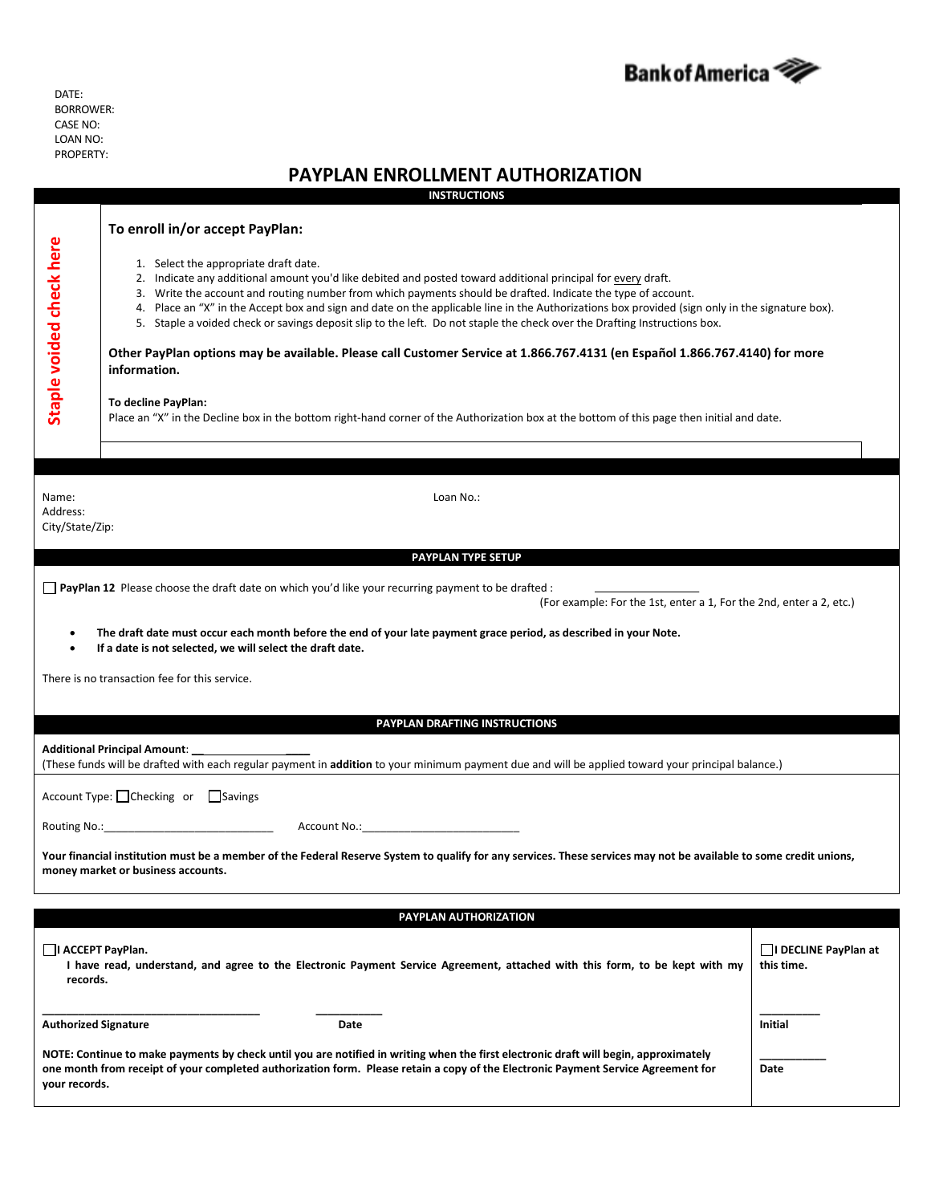Bank of America

DATE:
BORROWER:
CASE NO:
LOAN NO:
PROPERTY:

# PAYPLAN ENROLLMENT AUTHORIZATION

## INSTRUCTIONS

**Staple voided check here**

**To enroll in/or accept PayPlan:**

1. Select the appropriate draft date.
2. Indicate any additional amount you'd like debited and posted toward additional principal for every draft.
3. Write the account and routing number from which payments should be drafted. Indicate the type of account.
4. Place an "X" in the Accept box and sign and date on the applicable line in the Authorizations box provided (sign only in the signature box).
5. Staple a voided check or savings deposit slip to the left. Do not staple the check over the Drafting Instructions box.

**Other PayPlan options may be available. Please call Customer Service at 1.866.767.4131 (en Español 1.866.767.4140) for more information.**

**To decline PayPlan:**
Place an "X" in the Decline box in the bottom right-hand corner of the Authorization box at the bottom of this page then initial and date.

Name:
Address:
City/State/Zip:

Loan No.:

## PAYPLAN TYPE SETUP

☐ **PayPlan 12** Please choose the draft date on which you'd like your recurring payment to be drafted : ________________
(For example: For the 1st, enter a 1, For the 2nd, enter a 2, etc.)

- **The draft date must occur each month before the end of your late payment grace period, as described in your Note.**
- **If a date is not selected, we will select the draft date.**

There is no transaction fee for this service.

## PAYPLAN DRAFTING INSTRUCTIONS

**Additional Principal Amount**: ____________________
(These funds will be drafted with each regular payment in **addition** to your minimum payment due and will be applied toward your principal balance.)

Account Type: ☐ Checking or ☐ Savings

Routing No.:____________________________ Account No.:__________________________

**Your financial institution must be a member of the Federal Reserve System to qualify for any services. These services may not be available to some credit unions, money market or business accounts.**

## PAYPLAN AUTHORIZATION

☐ **I ACCEPT PayPlan.**
**I have read, understand, and agree to the Electronic Payment Service Agreement, attached with this form, to be kept with my records.**

____________________________________ ___________
**Authorized Signature** **Date**

**NOTE: Continue to make payments by check until you are notified in writing when the first electronic draft will begin, approximately one month from receipt of your completed authorization form. Please retain a copy of the Electronic Payment Service Agreement for your records.**

☐ **I DECLINE PayPlan at this time.**

__________
**Initial**

___________
**Date**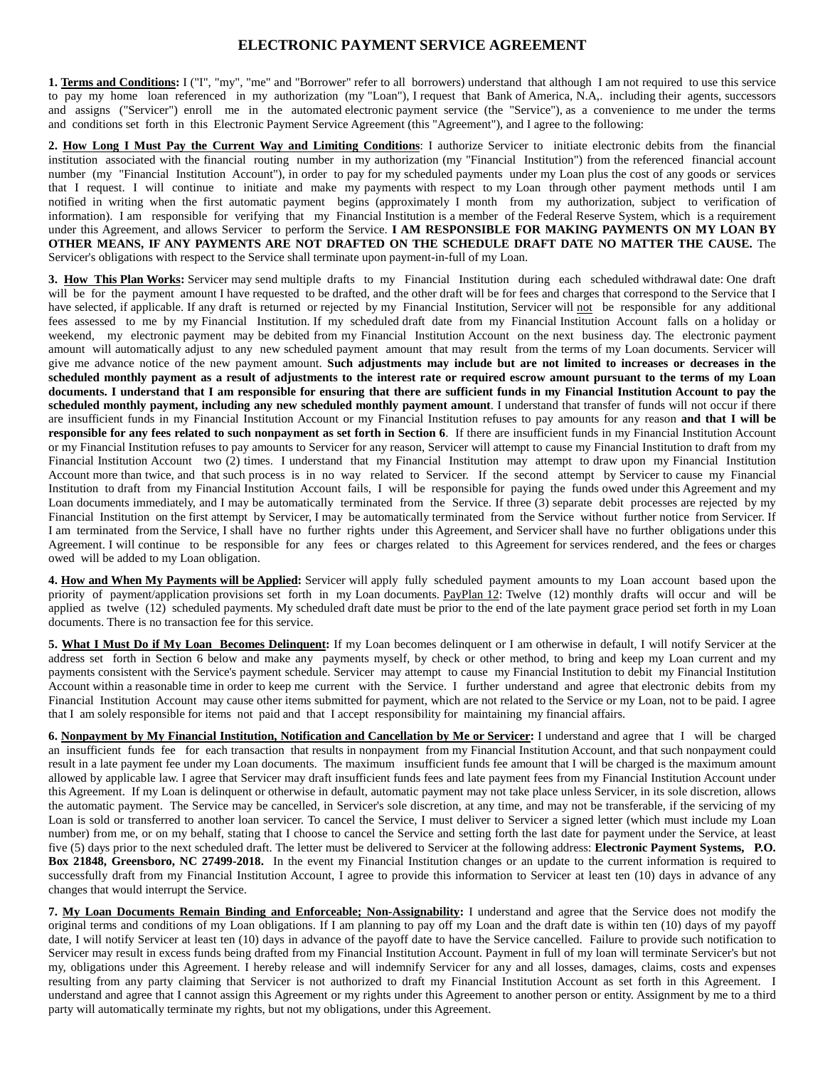# ELECTRONIC PAYMENT SERVICE AGREEMENT

**1. <u>Terms and Conditions</u>:** I ("I", "my", "me" and "Borrower" refer to all borrowers) understand that although I am not required to use this service to pay my home loan referenced in my authorization (my "Loan"), I request that Bank of America, N.A,. including their agents, successors and assigns ("Servicer") enroll me in the automated electronic payment service (the "Service"), as a convenience to me under the terms and conditions set forth in this Electronic Payment Service Agreement (this "Agreement"), and I agree to the following:

**2. <u>How Long I Must Pay the Current Way and Limiting Conditions</u>**: I authorize Servicer to initiate electronic debits from the financial institution associated with the financial routing number in my authorization (my "Financial Institution") from the referenced financial account number (my "Financial Institution Account"), in order to pay for my scheduled payments under my Loan plus the cost of any goods or services that I request. I will continue to initiate and make my payments with respect to my Loan through other payment methods until I am notified in writing when the first automatic payment begins (approximately I month from my authorization, subject to verification of information). I am responsible for verifying that my Financial Institution is a member of the Federal Reserve System, which is a requirement under this Agreement, and allows Servicer to perform the Service. **I AM RESPONSIBLE FOR MAKING PAYMENTS ON MY LOAN BY OTHER MEANS, IF ANY PAYMENTS ARE NOT DRAFTED ON THE SCHEDULE DRAFT DATE NO MATTER THE CAUSE.** The Servicer's obligations with respect to the Service shall terminate upon payment-in-full of my Loan.

**3. <u>How This Plan Works</u>:** Servicer may send multiple drafts to my Financial Institution during each scheduled withdrawal date: One draft will be for the payment amount I have requested to be drafted, and the other draft will be for fees and charges that correspond to the Service that I have selected, if applicable. If any draft is returned or rejected by my Financial Institution, Servicer will <u>not</u> be responsible for any additional fees assessed to me by my Financial Institution. If my scheduled draft date from my Financial Institution Account falls on a holiday or weekend, my electronic payment may be debited from my Financial Institution Account on the next business day. The electronic payment amount will automatically adjust to any new scheduled payment amount that may result from the terms of my Loan documents. Servicer will give me advance notice of the new payment amount. **Such adjustments may include but are not limited to increases or decreases in the scheduled monthly payment as a result of adjustments to the interest rate or required escrow amount pursuant to the terms of my Loan documents. I understand that I am responsible for ensuring that there are sufficient funds in my Financial Institution Account to pay the scheduled monthly payment, including any new scheduled monthly payment amount**. I understand that transfer of funds will not occur if there are insufficient funds in my Financial Institution Account or my Financial Institution refuses to pay amounts for any reason **and that I will be responsible for any fees related to such nonpayment as set forth in Section 6**. If there are insufficient funds in my Financial Institution Account or my Financial Institution refuses to pay amounts to Servicer for any reason, Servicer will attempt to cause my Financial Institution to draft from my Financial Institution Account two (2) times. I understand that my Financial Institution may attempt to draw upon my Financial Institution Account more than twice, and that such process is in no way related to Servicer. If the second attempt by Servicer to cause my Financial Institution to draft from my Financial Institution Account fails, I will be responsible for paying the funds owed under this Agreement and my Loan documents immediately, and I may be automatically terminated from the Service. If three (3) separate debit processes are rejected by my Financial Institution on the first attempt by Servicer, I may be automatically terminated from the Service without further notice from Servicer. If I am terminated from the Service, I shall have no further rights under this Agreement, and Servicer shall have no further obligations under this Agreement. I will continue to be responsible for any fees or charges related to this Agreement for services rendered, and the fees or charges owed will be added to my Loan obligation.

**4. <u>How and When My Payments will be Applied</u>:** Servicer will apply fully scheduled payment amounts to my Loan account based upon the priority of payment/application provisions set forth in my Loan documents. <u>PayPlan 12</u>: Twelve (12) monthly drafts will occur and will be applied as twelve (12) scheduled payments. My scheduled draft date must be prior to the end of the late payment grace period set forth in my Loan documents. There is no transaction fee for this service.

**5. <u>What I Must Do if My Loan Becomes Delinquent</u>:** If my Loan becomes delinquent or I am otherwise in default, I will notify Servicer at the address set forth in Section 6 below and make any payments myself, by check or other method, to bring and keep my Loan current and my payments consistent with the Service's payment schedule. Servicer may attempt to cause my Financial Institution to debit my Financial Institution Account within a reasonable time in order to keep me current with the Service. I further understand and agree that electronic debits from my Financial Institution Account may cause other items submitted for payment, which are not related to the Service or my Loan, not to be paid. I agree that I am solely responsible for items not paid and that I accept responsibility for maintaining my financial affairs.

**6. <u>Nonpayment by My Financial Institution, Notification and Cancellation by Me or Servicer</u>:** I understand and agree that I will be charged an insufficient funds fee for each transaction that results in nonpayment from my Financial Institution Account, and that such nonpayment could result in a late payment fee under my Loan documents. The maximum insufficient funds fee amount that I will be charged is the maximum amount allowed by applicable law. I agree that Servicer may draft insufficient funds fees and late payment fees from my Financial Institution Account under this Agreement. If my Loan is delinquent or otherwise in default, automatic payment may not take place unless Servicer, in its sole discretion, allows the automatic payment. The Service may be cancelled, in Servicer's sole discretion, at any time, and may not be transferable, if the servicing of my Loan is sold or transferred to another loan servicer. To cancel the Service, I must deliver to Servicer a signed letter (which must include my Loan number) from me, or on my behalf, stating that I choose to cancel the Service and setting forth the last date for payment under the Service, at least five (5) days prior to the next scheduled draft. The letter must be delivered to Servicer at the following address: **Electronic Payment Systems, P.O. Box 21848, Greensboro, NC 27499-2018.** In the event my Financial Institution changes or an update to the current information is required to successfully draft from my Financial Institution Account, I agree to provide this information to Servicer at least ten (10) days in advance of any changes that would interrupt the Service.

**7. <u>My Loan Documents Remain Binding and Enforceable; Non-Assignability</u>:** I understand and agree that the Service does not modify the original terms and conditions of my Loan obligations. If I am planning to pay off my Loan and the draft date is within ten (10) days of my payoff date, I will notify Servicer at least ten (10) days in advance of the payoff date to have the Service cancelled. Failure to provide such notification to Servicer may result in excess funds being drafted from my Financial Institution Account. Payment in full of my loan will terminate Servicer's but not my, obligations under this Agreement. I hereby release and will indemnify Servicer for any and all losses, damages, claims, costs and expenses resulting from any party claiming that Servicer is not authorized to draft my Financial Institution Account as set forth in this Agreement. I understand and agree that I cannot assign this Agreement or my rights under this Agreement to another person or entity. Assignment by me to a third party will automatically terminate my rights, but not my obligations, under this Agreement.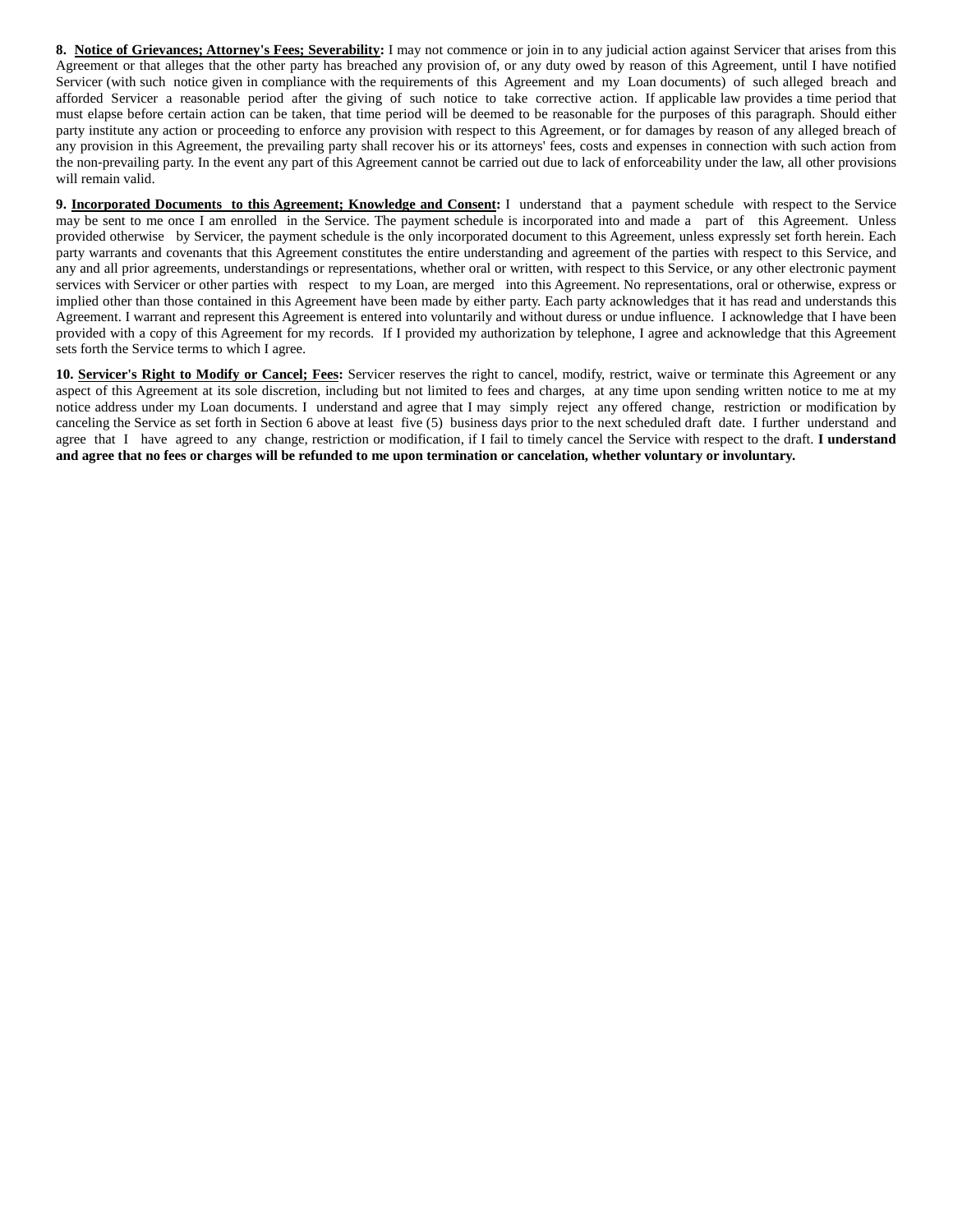**8. <u>Notice of Grievances; Attorney's Fees; Severability</u>:** I may not commence or join in to any judicial action against Servicer that arises from this Agreement or that alleges that the other party has breached any provision of, or any duty owed by reason of this Agreement, until I have notified Servicer (with such notice given in compliance with the requirements of this Agreement and my Loan documents) of such alleged breach and afforded Servicer a reasonable period after the giving of such notice to take corrective action. If applicable law provides a time period that must elapse before certain action can be taken, that time period will be deemed to be reasonable for the purposes of this paragraph. Should either party institute any action or proceeding to enforce any provision with respect to this Agreement, or for damages by reason of any alleged breach of any provision in this Agreement, the prevailing party shall recover his or its attorneys' fees, costs and expenses in connection with such action from the non-prevailing party. In the event any part of this Agreement cannot be carried out due to lack of enforceability under the law, all other provisions will remain valid.

**9. <u>Incorporated Documents to this Agreement; Knowledge and Consent</u>:** I understand that a payment schedule with respect to the Service may be sent to me once I am enrolled in the Service. The payment schedule is incorporated into and made a part of this Agreement. Unless provided otherwise by Servicer, the payment schedule is the only incorporated document to this Agreement, unless expressly set forth herein. Each party warrants and covenants that this Agreement constitutes the entire understanding and agreement of the parties with respect to this Service, and any and all prior agreements, understandings or representations, whether oral or written, with respect to this Service, or any other electronic payment services with Servicer or other parties with respect to my Loan, are merged into this Agreement. No representations, oral or otherwise, express or implied other than those contained in this Agreement have been made by either party. Each party acknowledges that it has read and understands this Agreement. I warrant and represent this Agreement is entered into voluntarily and without duress or undue influence. I acknowledge that I have been provided with a copy of this Agreement for my records. If I provided my authorization by telephone, I agree and acknowledge that this Agreement sets forth the Service terms to which I agree.

**10. <u>Servicer's Right to Modify or Cancel; Fees</u>:** Servicer reserves the right to cancel, modify, restrict, waive or terminate this Agreement or any aspect of this Agreement at its sole discretion, including but not limited to fees and charges, at any time upon sending written notice to me at my notice address under my Loan documents. I understand and agree that I may simply reject any offered change, restriction or modification by canceling the Service as set forth in Section 6 above at least five (5) business days prior to the next scheduled draft date. I further understand and agree that I have agreed to any change, restriction or modification, if I fail to timely cancel the Service with respect to the draft. **I understand and agree that no fees or charges will be refunded to me upon termination or cancelation, whether voluntary or involuntary.**